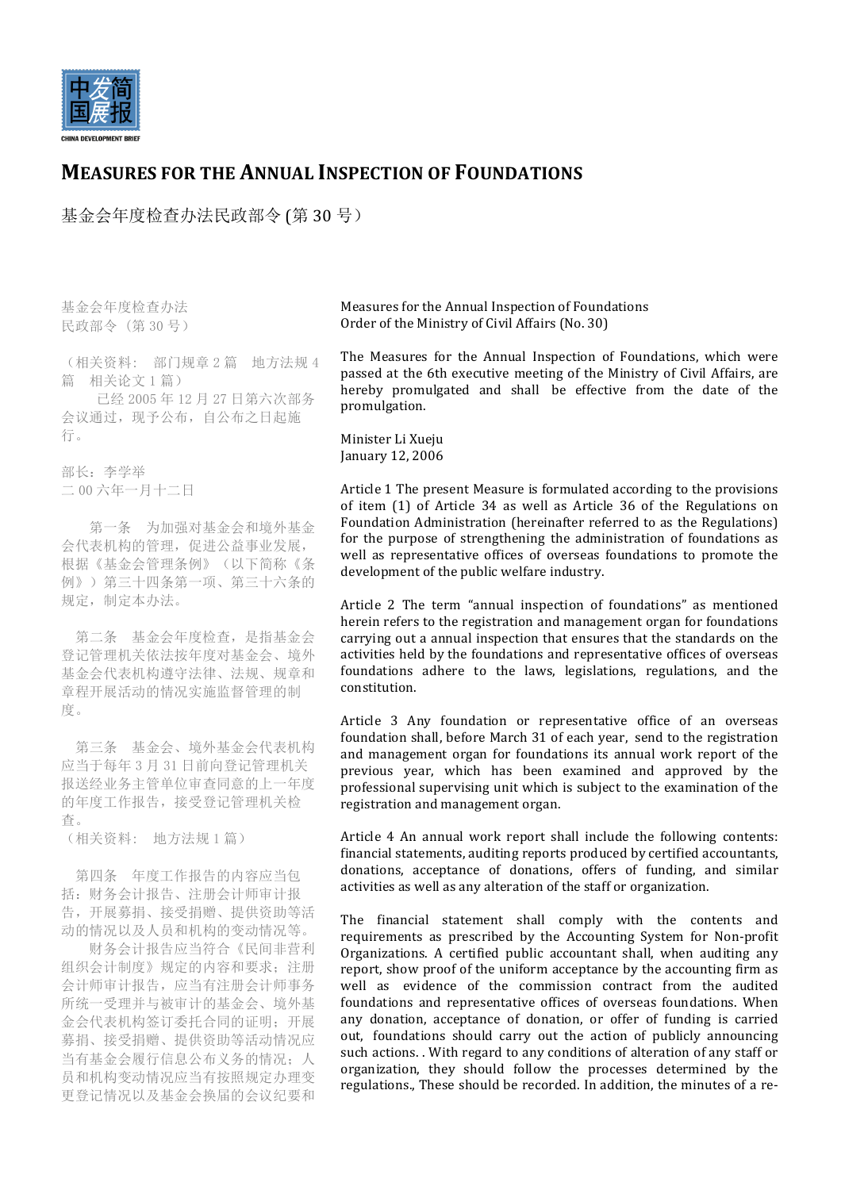# MEASURES FOR THE ANNUAL INSPECTION OF FOUNDATIONS

基金会年度检查办法民政部令 (第 30 号）

基金会年度检查办法
民政部令（第 30 号）

（相关资料： 部门规章 2 篇 地方法规 4 篇 相关论文 1 篇）

已经 2005 年 12 月 27 日第六次部务会议通过，现予公布，自公布之日起施行。

部长：李学举
二 00 六年一月十二日

第一条 为加强对基金会和境外基金会代表机构的管理，促进公益事业发展，根据《基金会管理条例》（以下简称《条例》）第三十四条第一项、第三十六条的规定，制定本办法。

第二条 基金会年度检查，是指基金会登记管理机关依法按年度对基金会、境外基金会代表机构遵守法律、法规、规章和章程开展活动的情况实施监督管理的制度。

第三条 基金会、境外基金会代表机构应当于每年 3 月 31 日前向登记管理机关报送经业务主管单位审查同意的上一年度的年度工作报告，接受登记管理机关检查。

（相关资料： 地方法规 1 篇）

第四条 年度工作报告的内容应当包括：财务会计报告、注册会计师审计报告，开展募捐、接受捐赠、提供资助等活动的情况以及人员和机构的变动情况等。

财务会计报告应当符合《民间非营利组织会计制度》规定的内容和要求；注册会计师审计报告，应当有注册会计师事务所统一受理并与被审计的基金会、境外基金会代表机构签订委托合同的证明；开展募捐、接受捐赠、提供资助等活动情况应当有基金会履行信息公布义务的情况；人员和机构变动情况应当有按照规定办理变更登记情况以及基金会换届的会议纪要和

Measures for the Annual Inspection of Foundations
Order of the Ministry of Civil Affairs (No. 30)

The Measures for the Annual Inspection of Foundations, which were passed at the 6th executive meeting of the Ministry of Civil Affairs, are hereby promulgated and shall be effective from the date of the promulgation.

Minister Li Xueju
January 12, 2006

Article 1 The present Measure is formulated according to the provisions of item (1) of Article 34 as well as Article 36 of the Regulations on Foundation Administration (hereinafter referred to as the Regulations) for the purpose of strengthening the administration of foundations as well as representative offices of overseas foundations to promote the development of the public welfare industry.

Article 2 The term "annual inspection of foundations" as mentioned herein refers to the registration and management organ for foundations carrying out a annual inspection that ensures that the standards on the activities held by the foundations and representative offices of overseas foundations adhere to the laws, legislations, regulations, and the constitution.

Article 3 Any foundation or representative office of an overseas foundation shall, before March 31 of each year, send to the registration and management organ for foundations its annual work report of the previous year, which has been examined and approved by the professional supervising unit which is subject to the examination of the registration and management organ.

Article 4 An annual work report shall include the following contents: financial statements, auditing reports produced by certified accountants, donations, acceptance of donations, offers of funding, and similar activities as well as any alteration of the staff or organization.

The financial statement shall comply with the contents and requirements as prescribed by the Accounting System for Non-profit Organizations. A certified public accountant shall, when auditing any report, show proof of the uniform acceptance by the accounting firm as well as evidence of the commission contract from the audited foundations and representative offices of overseas foundations. When any donation, acceptance of donation, or offer of funding is carried out, foundations should carry out the action of publicly announcing such actions. . With regard to any conditions of alteration of any staff or organization, they should follow the processes determined by the regulations., These should be recorded. In addition, the minutes of a re-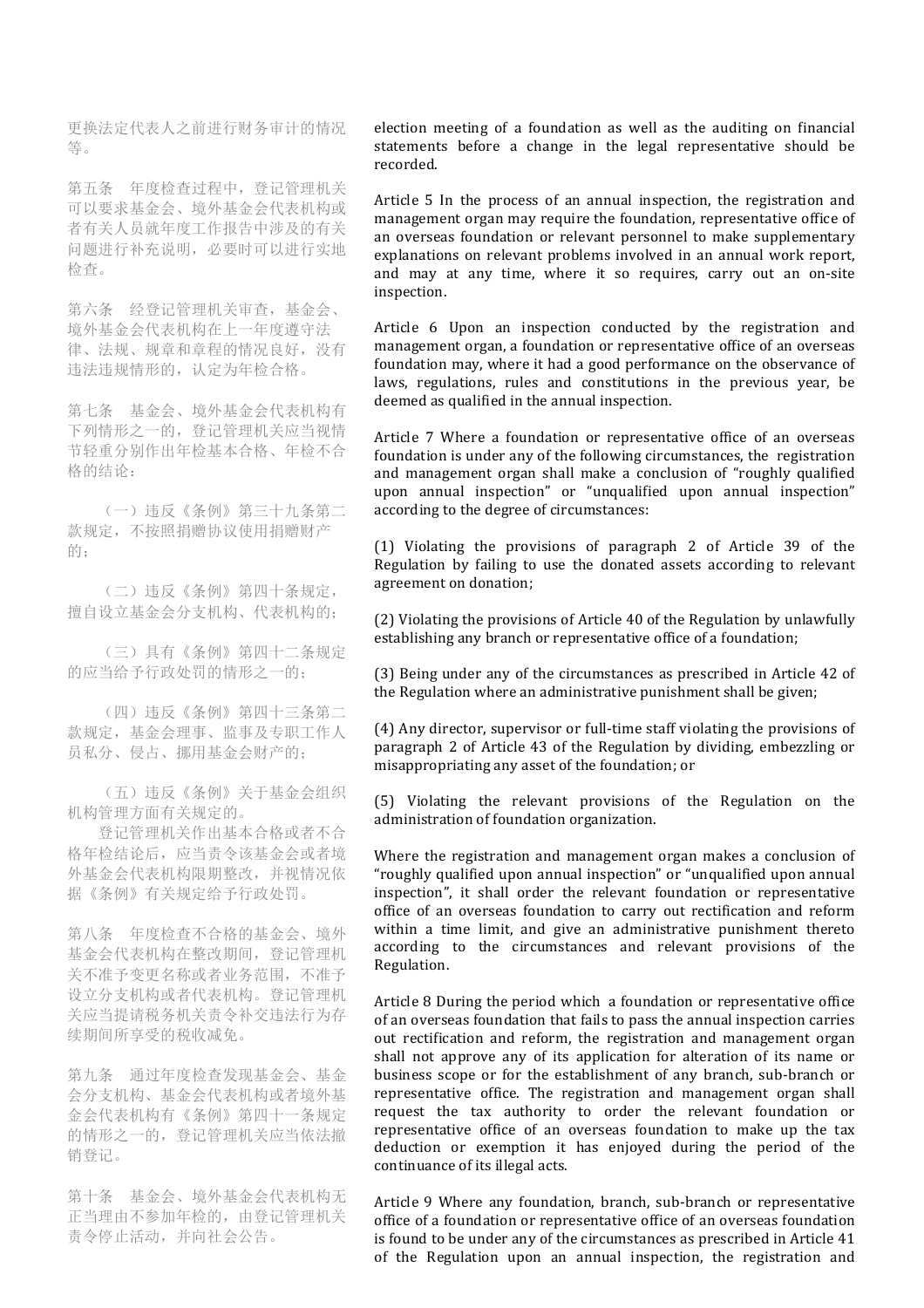更换法定代表人之前进行财务审计的情况等。

election meeting of a foundation as well as the auditing on financial statements before a change in the legal representative should be recorded.

第五条　年度检查过程中，登记管理机关可以要求基金会、境外基金会代表机构或者有关人员就年度工作报告中涉及的有关问题进行补充说明，必要时可以进行实地检查。

Article 5 In the process of an annual inspection, the registration and management organ may require the foundation, representative office of an overseas foundation or relevant personnel to make supplementary explanations on relevant problems involved in an annual work report, and may at any time, where it so requires, carry out an on-site inspection.

第六条　经登记管理机关审查，基金会、境外基金会代表机构在上一年度遵守法律、法规、规章和章程的情况良好，没有违法违规情形的，认定为年检合格。

Article 6 Upon an inspection conducted by the registration and management organ, a foundation or representative office of an overseas foundation may, where it had a good performance on the observance of laws, regulations, rules and constitutions in the previous year, be deemed as qualified in the annual inspection.

第七条　基金会、境外基金会代表机构有下列情形之一的，登记管理机关应当视情节轻重分别作出年检基本合格、年检不合格的结论：

Article 7 Where a foundation or representative office of an overseas foundation is under any of the following circumstances, the registration and management organ shall make a conclusion of "roughly qualified upon annual inspection" or "unqualified upon annual inspection" according to the degree of circumstances:

（一）违反《条例》第三十九条第二款规定，不按照捐赠协议使用捐赠财产的；

(1) Violating the provisions of paragraph 2 of Article 39 of the Regulation by failing to use the donated assets according to relevant agreement on donation;

（二）违反《条例》第四十条规定，擅自设立基金会分支机构、代表机构的；

(2) Violating the provisions of Article 40 of the Regulation by unlawfully establishing any branch or representative office of a foundation;

（三）具有《条例》第四十二条规定的应当给予行政处罚的情形之一的；

(3) Being under any of the circumstances as prescribed in Article 42 of the Regulation where an administrative punishment shall be given;

（四）违反《条例》第四十三条第二款规定，基金会理事、监事及专职工作人员私分、侵占、挪用基金会财产的；

(4) Any director, supervisor or full-time staff violating the provisions of paragraph 2 of Article 43 of the Regulation by dividing, embezzling or misappropriating any asset of the foundation; or

（五）违反《条例》关于基金会组织机构管理方面有关规定的。

(5) Violating the relevant provisions of the Regulation on the administration of foundation organization.

登记管理机关作出基本合格或者不合格年检结论后，应当责令该基金会或者境外基金会代表机构限期整改，并视情况依据《条例》有关规定给予行政处罚。

Where the registration and management organ makes a conclusion of "roughly qualified upon annual inspection" or "unqualified upon annual inspection", it shall order the relevant foundation or representative office of an overseas foundation to carry out rectification and reform within a time limit, and give an administrative punishment thereto according to the circumstances and relevant provisions of the Regulation.

第八条　年度检查不合格的基金会、境外基金会代表机构在整改期间，登记管理机关不准予变更名称或者业务范围，不准予设立分支机构或者代表机构。登记管理机关应当提请税务机关责令补交违法行为存续期间所享受的税收减免。

Article 8 During the period which a foundation or representative office of an overseas foundation that fails to pass the annual inspection carries out rectification and reform, the registration and management organ shall not approve any of its application for alteration of its name or business scope or for the establishment of any branch, sub-branch or representative office. The registration and management organ shall request the tax authority to order the relevant foundation or representative office of an overseas foundation to make up the tax deduction or exemption it has enjoyed during the period of the continuance of its illegal acts.

第九条　通过年度检查发现基金会、基金会分支机构、基金会代表机构或者境外基金会代表机构有《条例》第四十一条规定的情形之一的，登记管理机关应当依法撤销登记。

Article 9 Where any foundation, branch, sub-branch or representative office of a foundation or representative office of an overseas foundation is found to be under any of the circumstances as prescribed in Article 41 of the Regulation upon an annual inspection, the registration and

第十条　基金会、境外基金会代表机构无正当理由不参加年检的，由登记管理机关责令停止活动，并向社会公告。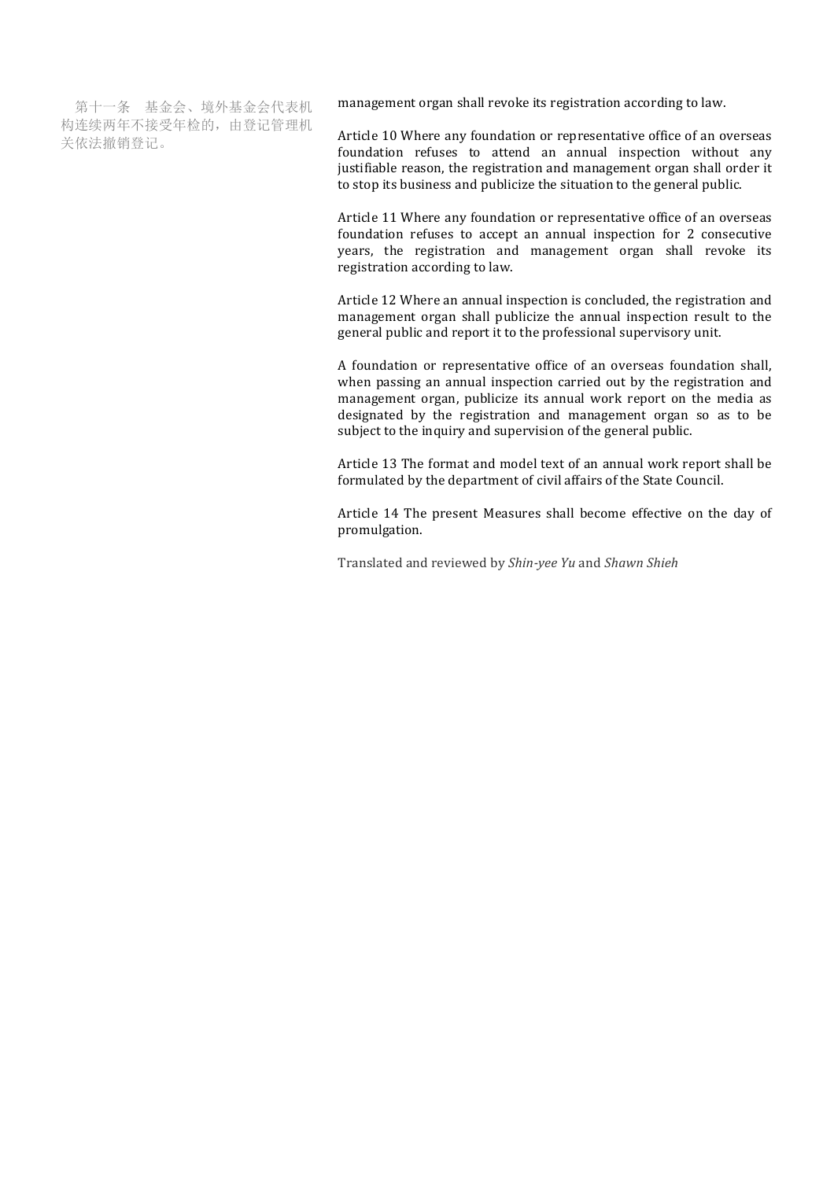第十一条　基金会、境外基金会代表机构连续两年不接受年检的，由登记管理机关依法撤销登记。

management organ shall revoke its registration according to law.

Article 10 Where any foundation or representative office of an overseas foundation refuses to attend an annual inspection without any justifiable reason, the registration and management organ shall order it to stop its business and publicize the situation to the general public.

Article 11 Where any foundation or representative office of an overseas foundation refuses to accept an annual inspection for 2 consecutive years, the registration and management organ shall revoke its registration according to law.

Article 12 Where an annual inspection is concluded, the registration and management organ shall publicize the annual inspection result to the general public and report it to the professional supervisory unit.

A foundation or representative office of an overseas foundation shall, when passing an annual inspection carried out by the registration and management organ, publicize its annual work report on the media as designated by the registration and management organ so as to be subject to the inquiry and supervision of the general public.

Article 13 The format and model text of an annual work report shall be formulated by the department of civil affairs of the State Council.

Article 14 The present Measures shall become effective on the day of promulgation.

Translated and reviewed by *Shin-yee Yu* and *Shawn Shieh*